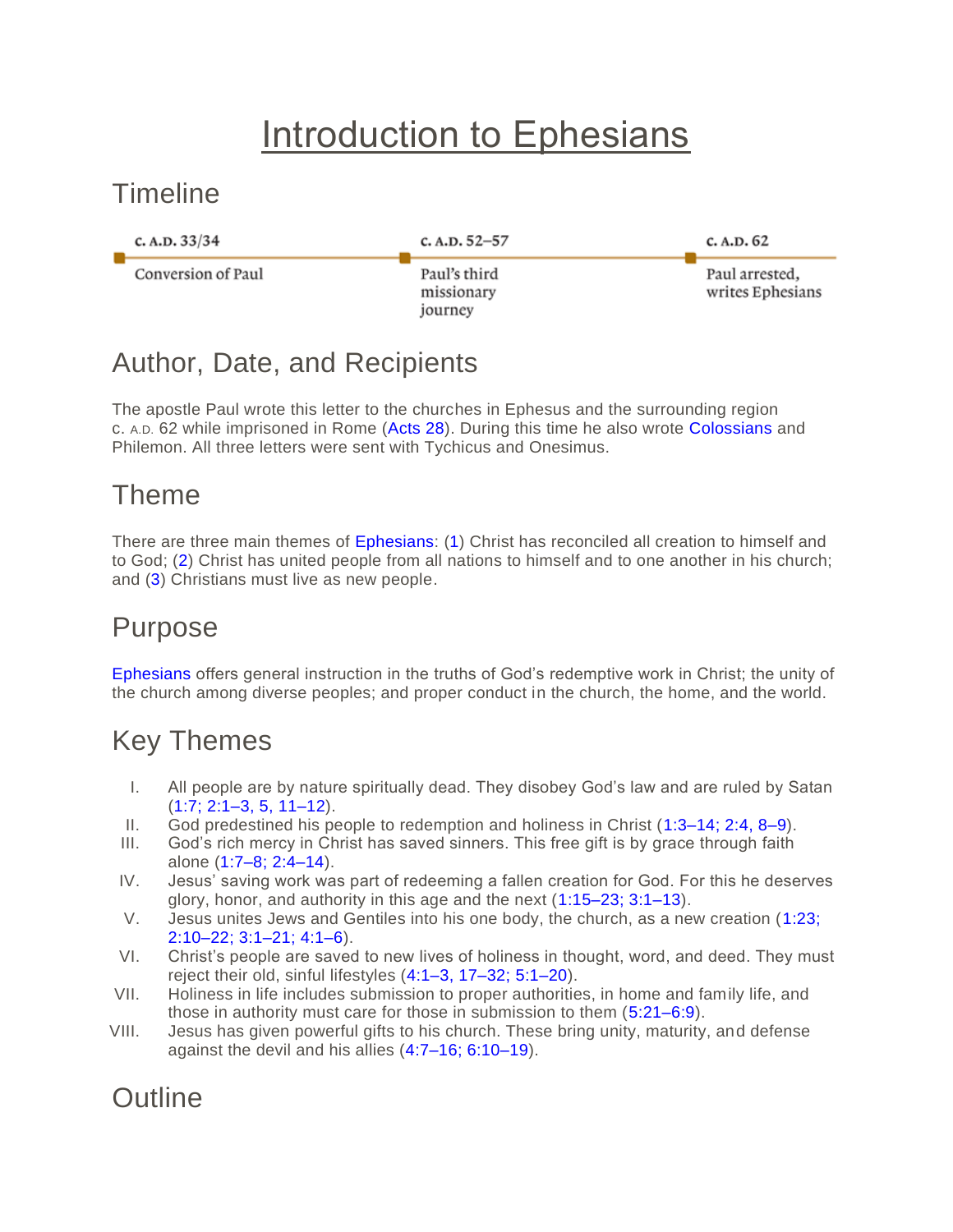# Introduction to Ephesians

## Timeline

| c. A.D. 33/34 | c. A.D. 52–57 | c. A.D. 62 |
| --- | --- | --- |
| Conversion of Paul | Paul's third missionary journey | Paul arrested, writes Ephesians |

## Author, Date, and Recipients

The apostle Paul wrote this letter to the churches in Ephesus and the surrounding region c. A.D. 62 while imprisoned in Rome (Acts 28). During this time he also wrote Colossians and Philemon. All three letters were sent with Tychicus and Onesimus.

## Theme

There are three main themes of Ephesians: (1) Christ has reconciled all creation to himself and to God; (2) Christ has united people from all nations to himself and to one another in his church; and (3) Christians must live as new people.

## Purpose

Ephesians offers general instruction in the truths of God's redemptive work in Christ; the unity of the church among diverse peoples; and proper conduct in the church, the home, and the world.

## Key Themes

I. All people are by nature spiritually dead. They disobey God's law and are ruled by Satan (1:7; 2:1–3, 5, 11–12).
II. God predestined his people to redemption and holiness in Christ (1:3–14; 2:4, 8–9).
III. God's rich mercy in Christ has saved sinners. This free gift is by grace through faith alone (1:7–8; 2:4–14).
IV. Jesus' saving work was part of redeeming a fallen creation for God. For this he deserves glory, honor, and authority in this age and the next (1:15–23; 3:1–13).
V. Jesus unites Jews and Gentiles into his one body, the church, as a new creation (1:23; 2:10–22; 3:1–21; 4:1–6).
VI. Christ's people are saved to new lives of holiness in thought, word, and deed. They must reject their old, sinful lifestyles (4:1–3, 17–32; 5:1–20).
VII. Holiness in life includes submission to proper authorities, in home and family life, and those in authority must care for those in submission to them (5:21–6:9).
VIII. Jesus has given powerful gifts to his church. These bring unity, maturity, and defense against the devil and his allies (4:7–16; 6:10–19).

## Outline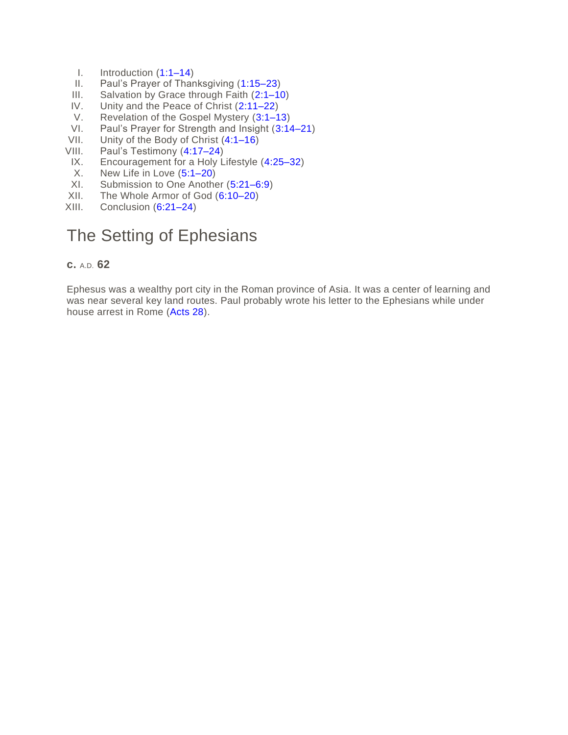I. Introduction (1:1–14)
II. Paul's Prayer of Thanksgiving (1:15–23)
III. Salvation by Grace through Faith (2:1–10)
IV. Unity and the Peace of Christ (2:11–22)
V. Revelation of the Gospel Mystery (3:1–13)
VI. Paul's Prayer for Strength and Insight (3:14–21)
VII. Unity of the Body of Christ (4:1–16)
VIII. Paul's Testimony (4:17–24)
IX. Encouragement for a Holy Lifestyle (4:25–32)
X. New Life in Love (5:1–20)
XI. Submission to One Another (5:21–6:9)
XII. The Whole Armor of God (6:10–20)
XIII. Conclusion (6:21–24)

## The Setting of Ephesians

**c.** A.D. **62**

Ephesus was a wealthy port city in the Roman province of Asia. It was a center of learning and was near several key land routes. Paul probably wrote his letter to the Ephesians while under house arrest in Rome (Acts 28).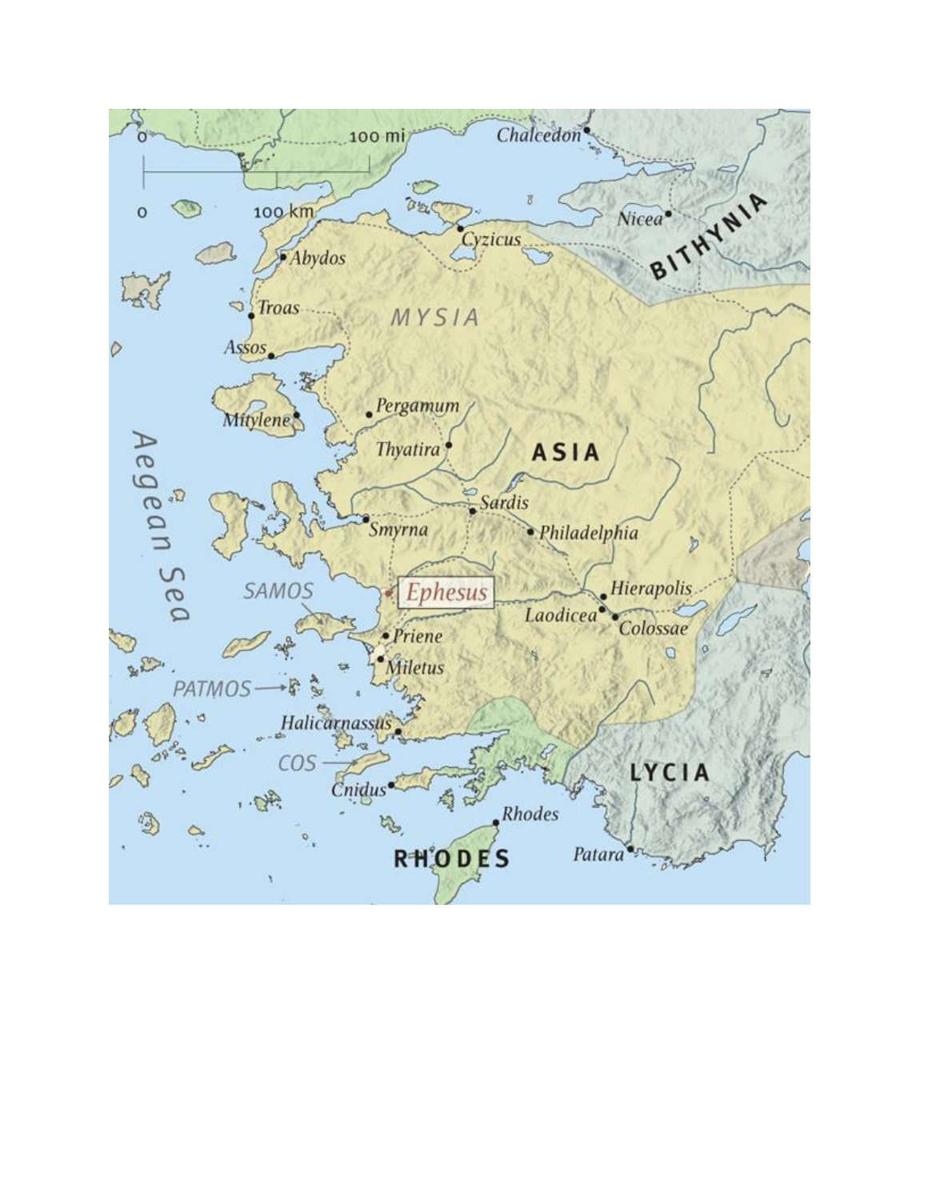0 100 mi

0 100 km

Chalcedon

Nicea

BITHYNIA

Cyzicus

Abydos

Troas

MYSIA

Assos

Pergamum

Mitylene

Thyatira

ASIA

Aegean Sea

Sardis

Smyrna

Philadelphia

SAMOS

Ephesus

Hierapolis

Laodicea

Colossae

Priene

Miletus

PATMOS

Halicarnassus

COS

Cnidus

LYCIA

Rhodes

RHODES

Patara